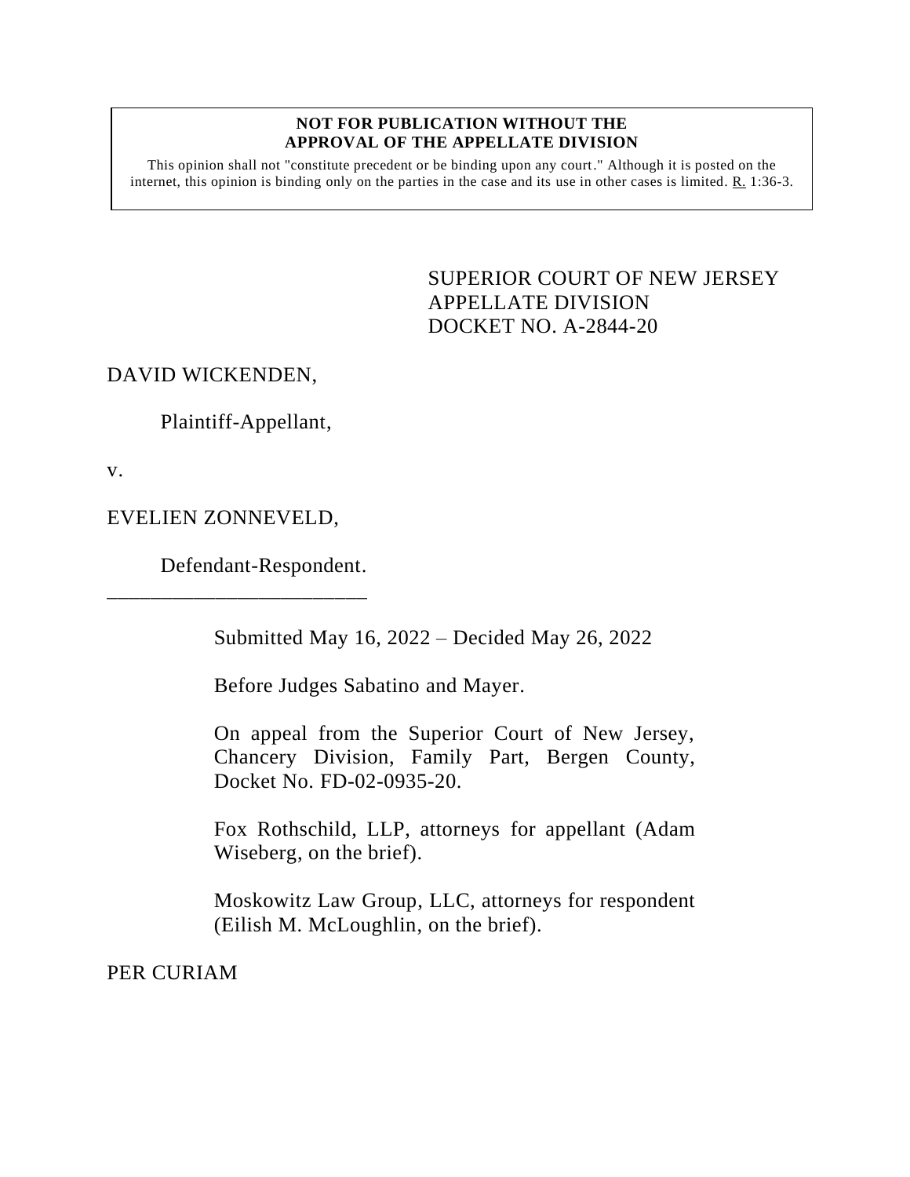**NOT FOR PUBLICATION WITHOUT THE APPROVAL OF THE APPELLATE DIVISION**

This opinion shall not "constitute precedent or be binding upon any court." Although it is posted on the internet, this opinion is binding only on the parties in the case and its use in other cases is limited. R. 1:36-3.

SUPERIOR COURT OF NEW JERSEY
APPELLATE DIVISION
DOCKET NO. A-2844-20

DAVID WICKENDEN,

Plaintiff-Appellant,

v.

EVELIEN ZONNEVELD,

Defendant-Respondent.

\_\_\_\_\_\_\_\_\_\_\_\_\_\_\_\_\_\_\_\_\_\_\_\_\_

Submitted May 16, 2022 – Decided May 26, 2022

Before Judges Sabatino and Mayer.

On appeal from the Superior Court of New Jersey, Chancery Division, Family Part, Bergen County, Docket No. FD-02-0935-20.

Fox Rothschild, LLP, attorneys for appellant (Adam Wiseberg, on the brief).

Moskowitz Law Group, LLC, attorneys for respondent (Eilish M. McLoughlin, on the brief).

PER CURIAM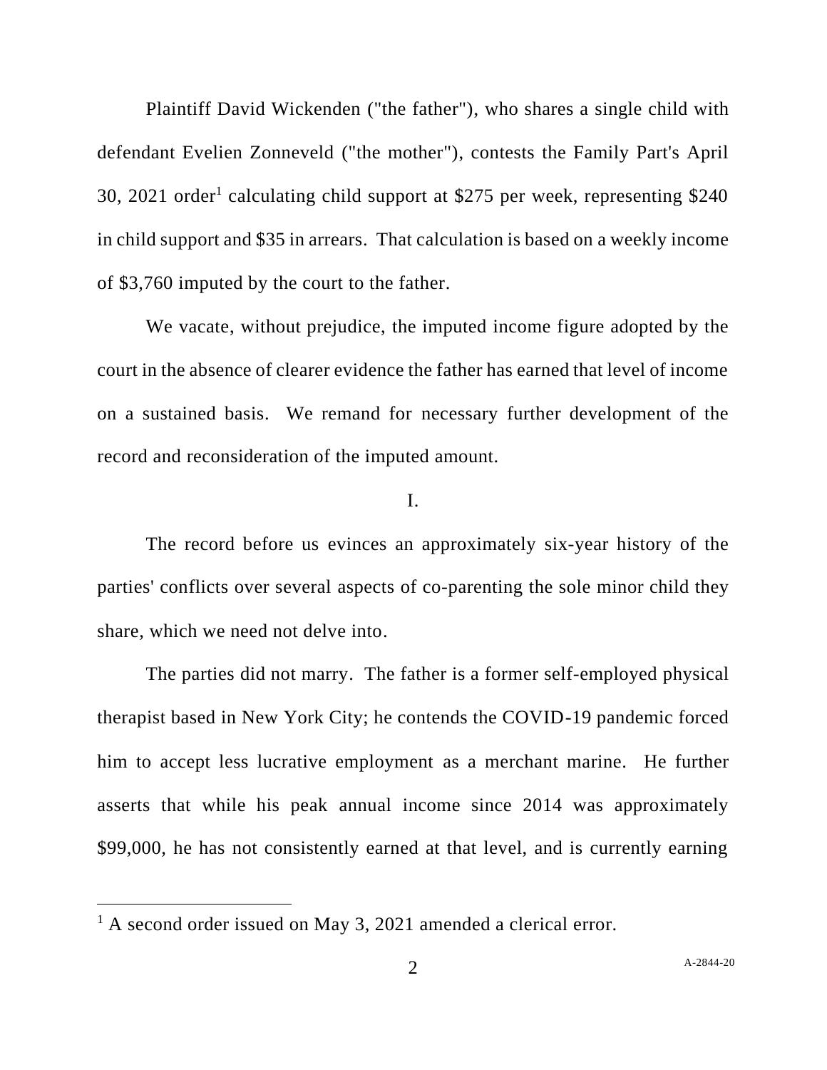Plaintiff David Wickenden ("the father"), who shares a single child with defendant Evelien Zonneveld ("the mother"), contests the Family Part's April 30, 2021 order[1] calculating child support at $275 per week, representing $240 in child support and $35 in arrears. That calculation is based on a weekly income of $3,760 imputed by the court to the father.

We vacate, without prejudice, the imputed income figure adopted by the court in the absence of clearer evidence the father has earned that level of income on a sustained basis. We remand for necessary further development of the record and reconsideration of the imputed amount.

I.

The record before us evinces an approximately six-year history of the parties' conflicts over several aspects of co-parenting the sole minor child they share, which we need not delve into.

The parties did not marry. The father is a former self-employed physical therapist based in New York City; he contends the COVID-19 pandemic forced him to accept less lucrative employment as a merchant marine. He further asserts that while his peak annual income since 2014 was approximately $99,000, he has not consistently earned at that level, and is currently earning

[1] A second order issued on May 3, 2021 amended a clerical error.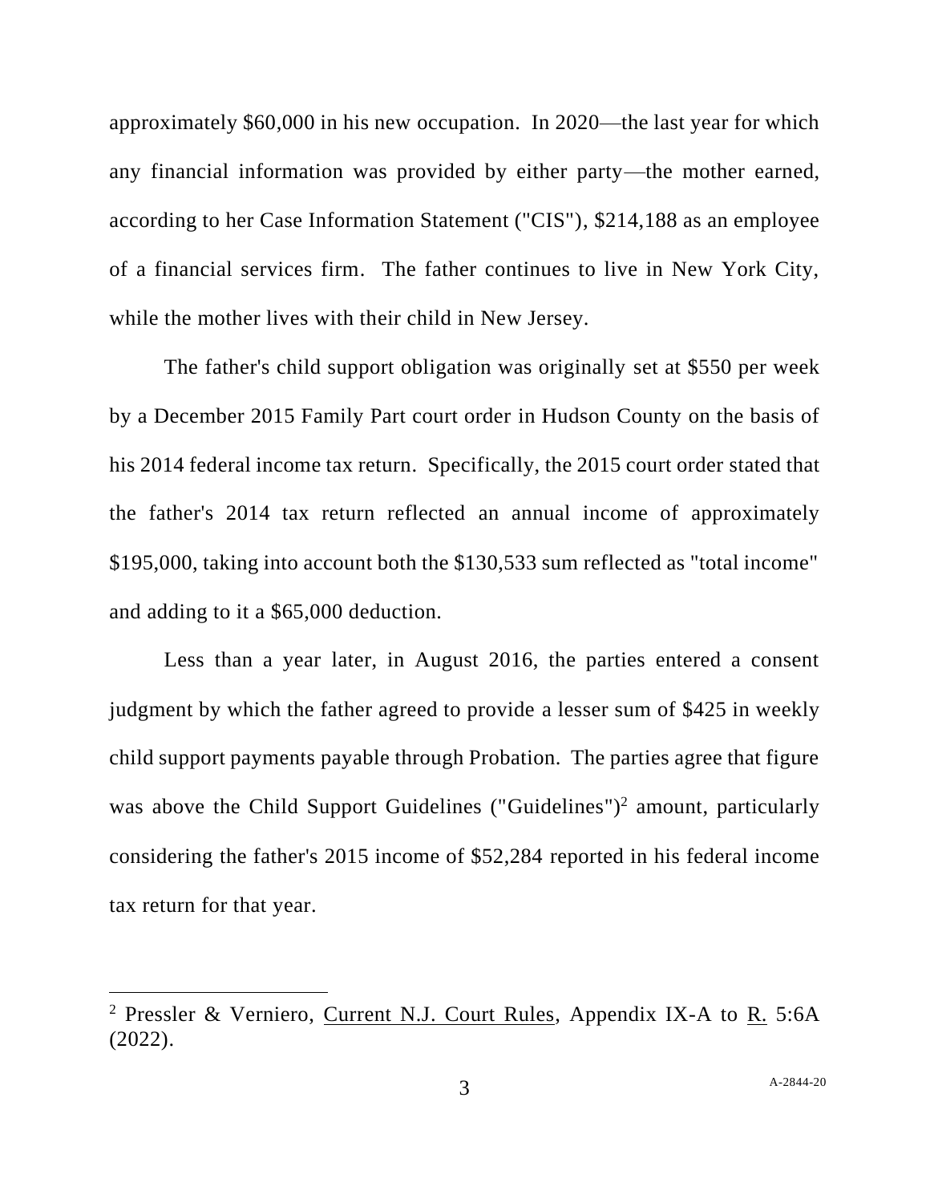approximately $60,000 in his new occupation. In 2020—the last year for which any financial information was provided by either party—the mother earned, according to her Case Information Statement ("CIS"), $214,188 as an employee of a financial services firm. The father continues to live in New York City, while the mother lives with their child in New Jersey.

The father's child support obligation was originally set at $550 per week by a December 2015 Family Part court order in Hudson County on the basis of his 2014 federal income tax return. Specifically, the 2015 court order stated that the father's 2014 tax return reflected an annual income of approximately $195,000, taking into account both the $130,533 sum reflected as "total income" and adding to it a $65,000 deduction.

Less than a year later, in August 2016, the parties entered a consent judgment by which the father agreed to provide a lesser sum of $425 in weekly child support payments payable through Probation. The parties agree that figure was above the Child Support Guidelines ("Guidelines")[2] amount, particularly considering the father's 2015 income of $52,284 reported in his federal income tax return for that year.

---

[2] Pressler & Verniero, Current N.J. Court Rules, Appendix IX-A to R. 5:6A (2022).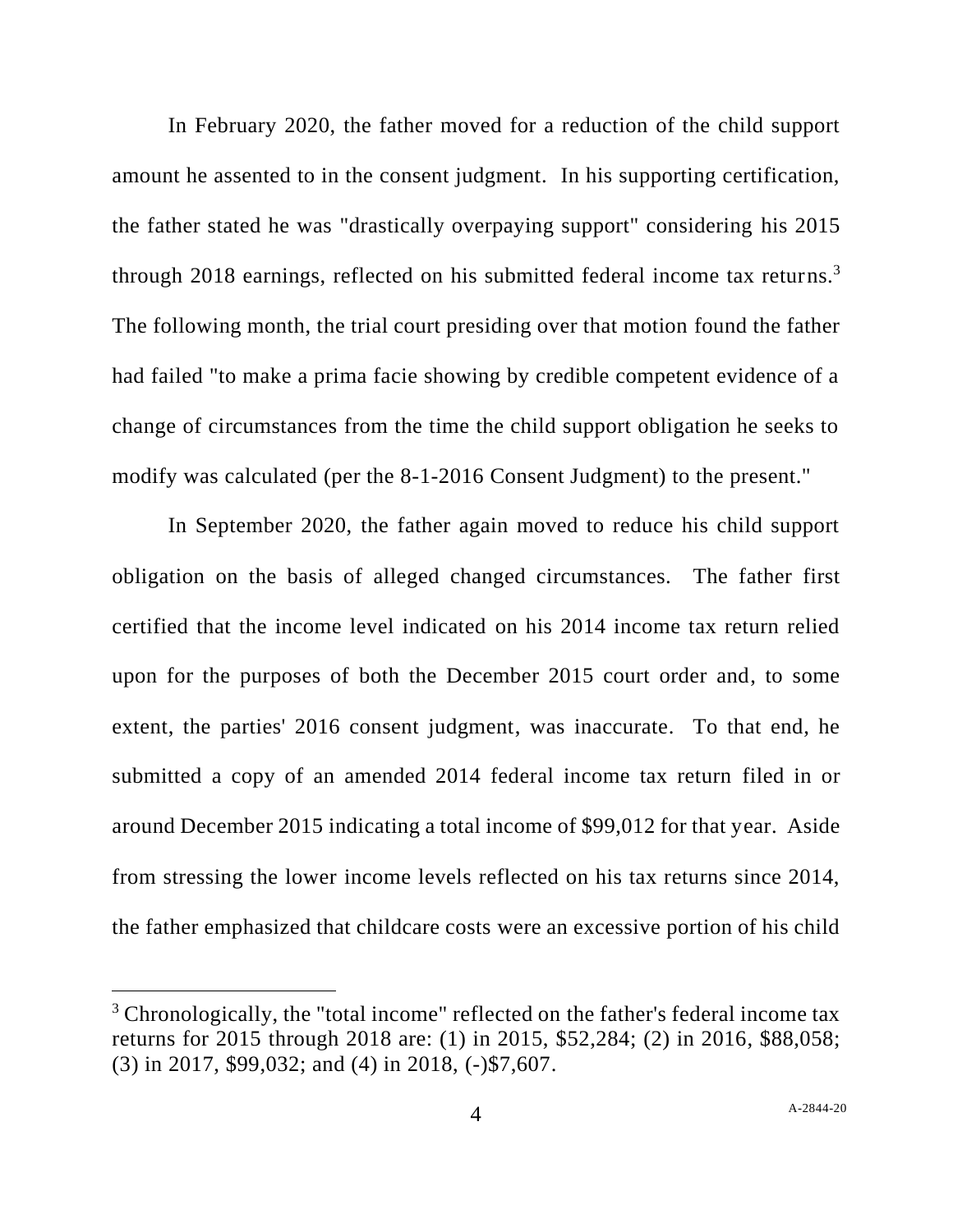In February 2020, the father moved for a reduction of the child support amount he assented to in the consent judgment. In his supporting certification, the father stated he was "drastically overpaying support" considering his 2015 through 2018 earnings, reflected on his submitted federal income tax returns.[3] The following month, the trial court presiding over that motion found the father had failed "to make a prima facie showing by credible competent evidence of a change of circumstances from the time the child support obligation he seeks to modify was calculated (per the 8-1-2016 Consent Judgment) to the present."

In September 2020, the father again moved to reduce his child support obligation on the basis of alleged changed circumstances. The father first certified that the income level indicated on his 2014 income tax return relied upon for the purposes of both the December 2015 court order and, to some extent, the parties' 2016 consent judgment, was inaccurate. To that end, he submitted a copy of an amended 2014 federal income tax return filed in or around December 2015 indicating a total income of $99,012 for that year. Aside from stressing the lower income levels reflected on his tax returns since 2014, the father emphasized that childcare costs were an excessive portion of his child

---

[3] Chronologically, the "total income" reflected on the father's federal income tax returns for 2015 through 2018 are: (1) in 2015, $52,284; (2) in 2016, $88,058; (3) in 2017, $99,032; and (4) in 2018, (-)$7,607.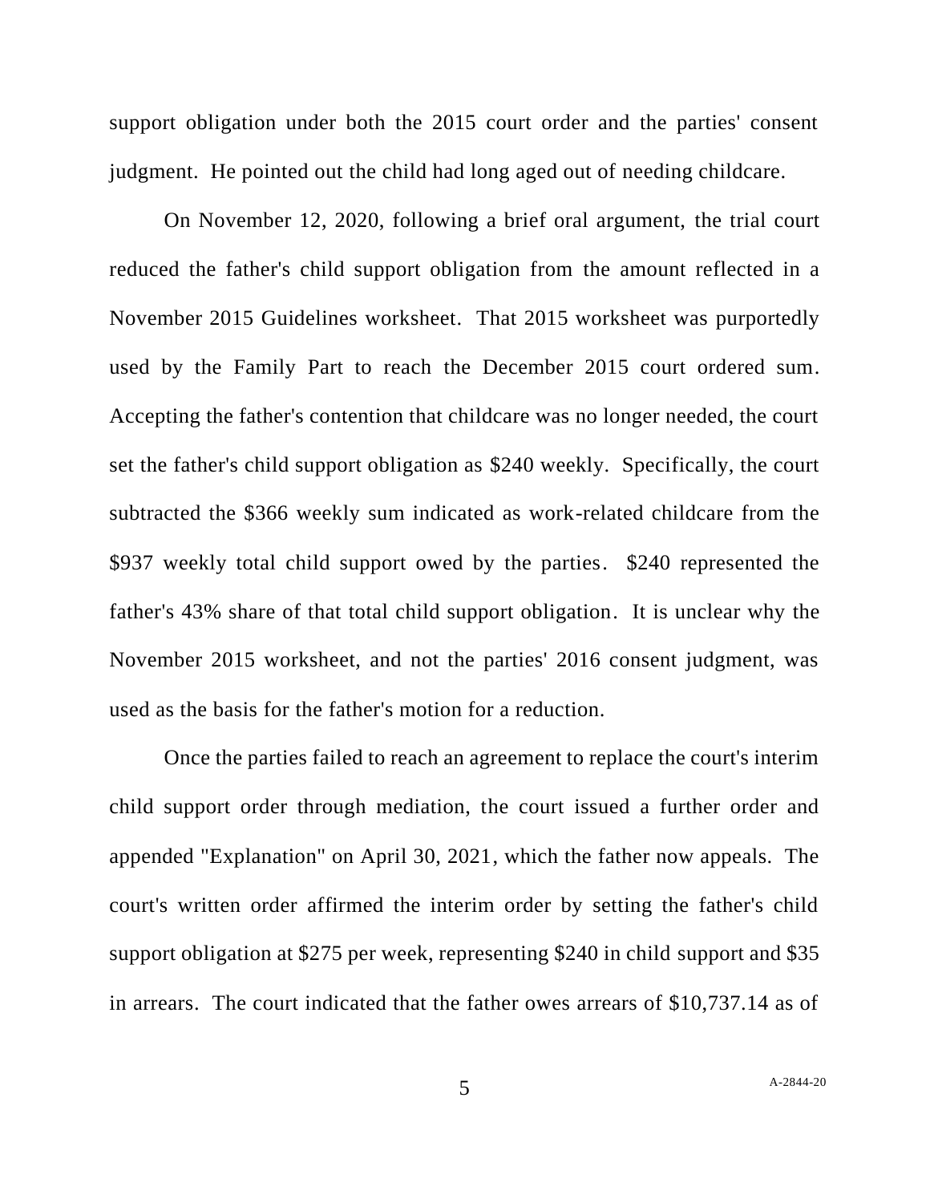support obligation under both the 2015 court order and the parties' consent judgment. He pointed out the child had long aged out of needing childcare.

On November 12, 2020, following a brief oral argument, the trial court reduced the father's child support obligation from the amount reflected in a November 2015 Guidelines worksheet. That 2015 worksheet was purportedly used by the Family Part to reach the December 2015 court ordered sum. Accepting the father's contention that childcare was no longer needed, the court set the father's child support obligation as $240 weekly. Specifically, the court subtracted the $366 weekly sum indicated as work-related childcare from the $937 weekly total child support owed by the parties. $240 represented the father's 43% share of that total child support obligation. It is unclear why the November 2015 worksheet, and not the parties' 2016 consent judgment, was used as the basis for the father's motion for a reduction.

Once the parties failed to reach an agreement to replace the court's interim child support order through mediation, the court issued a further order and appended "Explanation" on April 30, 2021, which the father now appeals. The court's written order affirmed the interim order by setting the father's child support obligation at $275 per week, representing $240 in child support and $35 in arrears. The court indicated that the father owes arrears of $10,737.14 as of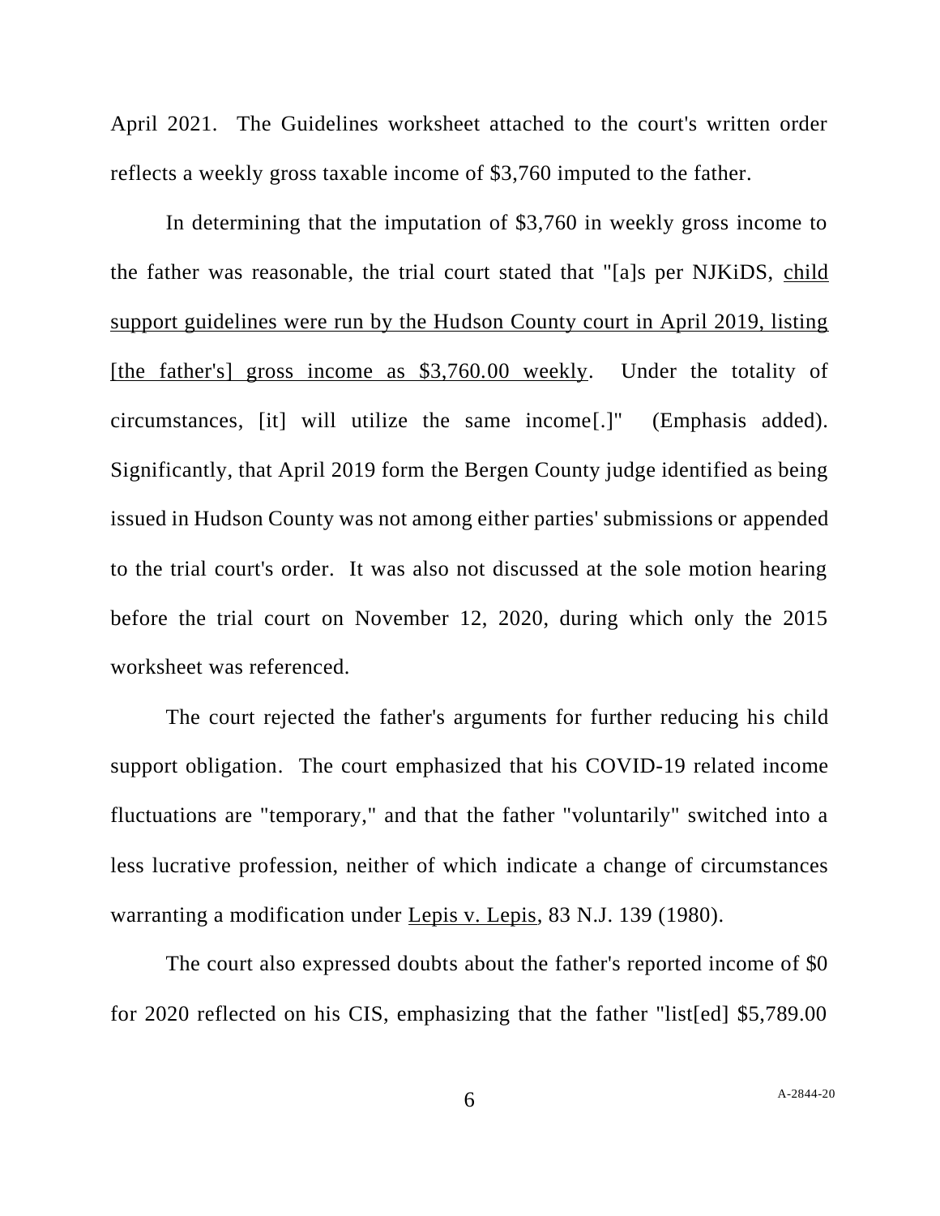April 2021. The Guidelines worksheet attached to the court's written order reflects a weekly gross taxable income of $3,760 imputed to the father.

In determining that the imputation of $3,760 in weekly gross income to the father was reasonable, the trial court stated that "[a]s per NJKiDS, <u>child support guidelines were run by the Hudson County court in April 2019, listing [the father's] gross income as $3,760.00 weekly</u>. Under the totality of circumstances, [it] will utilize the same income[.]" (Emphasis added). Significantly, that April 2019 form the Bergen County judge identified as being issued in Hudson County was not among either parties' submissions or appended to the trial court's order. It was also not discussed at the sole motion hearing before the trial court on November 12, 2020, during which only the 2015 worksheet was referenced.

The court rejected the father's arguments for further reducing his child support obligation. The court emphasized that his COVID-19 related income fluctuations are "temporary," and that the father "voluntarily" switched into a less lucrative profession, neither of which indicate a change of circumstances warranting a modification under <u>Lepis v. Lepis</u>, 83 N.J. 139 (1980).

The court also expressed doubts about the father's reported income of $0 for 2020 reflected on his CIS, emphasizing that the father "list[ed] $5,789.00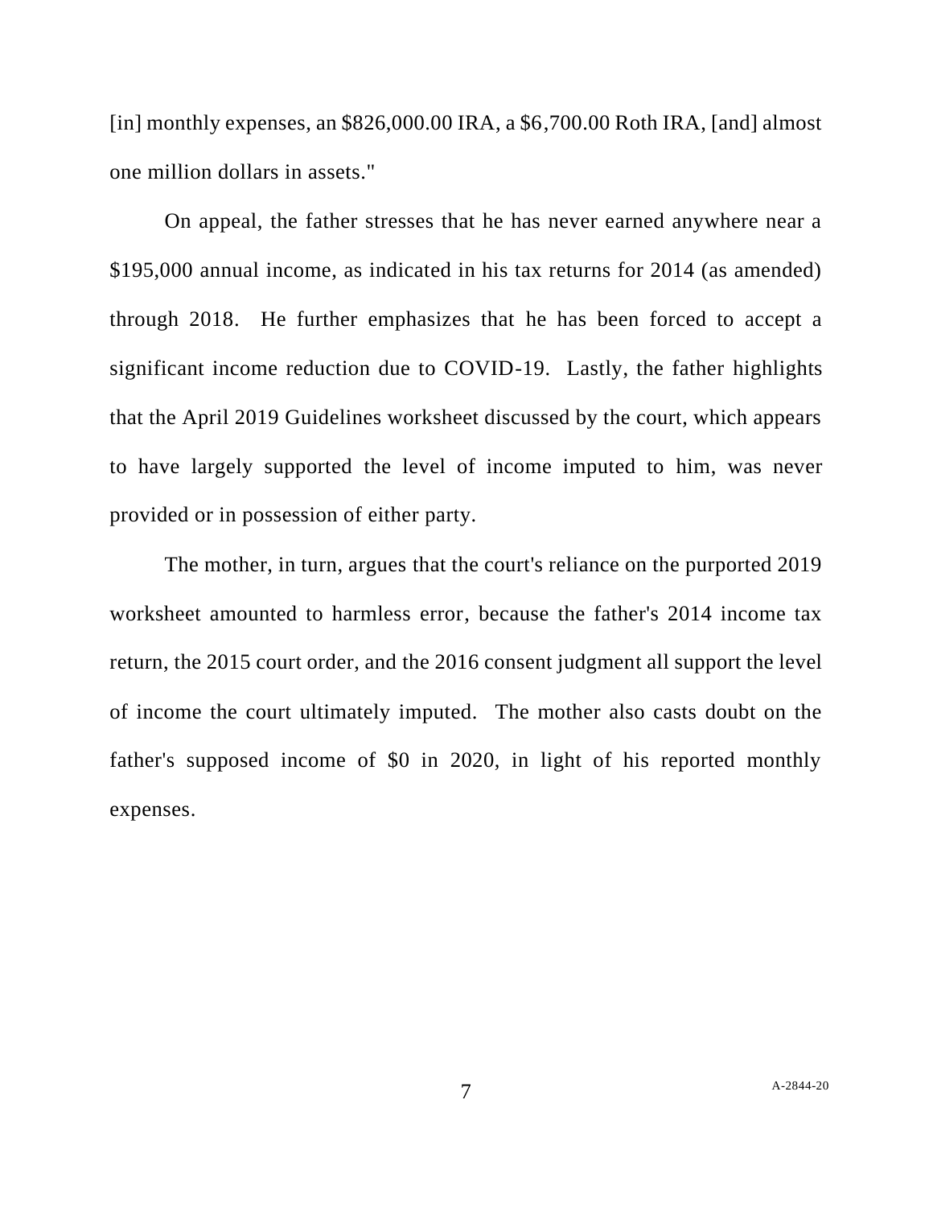[in] monthly expenses, an $826,000.00 IRA, a $6,700.00 Roth IRA, [and] almost one million dollars in assets."

On appeal, the father stresses that he has never earned anywhere near a $195,000 annual income, as indicated in his tax returns for 2014 (as amended) through 2018. He further emphasizes that he has been forced to accept a significant income reduction due to COVID-19. Lastly, the father highlights that the April 2019 Guidelines worksheet discussed by the court, which appears to have largely supported the level of income imputed to him, was never provided or in possession of either party.

The mother, in turn, argues that the court's reliance on the purported 2019 worksheet amounted to harmless error, because the father's 2014 income tax return, the 2015 court order, and the 2016 consent judgment all support the level of income the court ultimately imputed. The mother also casts doubt on the father's supposed income of $0 in 2020, in light of his reported monthly expenses.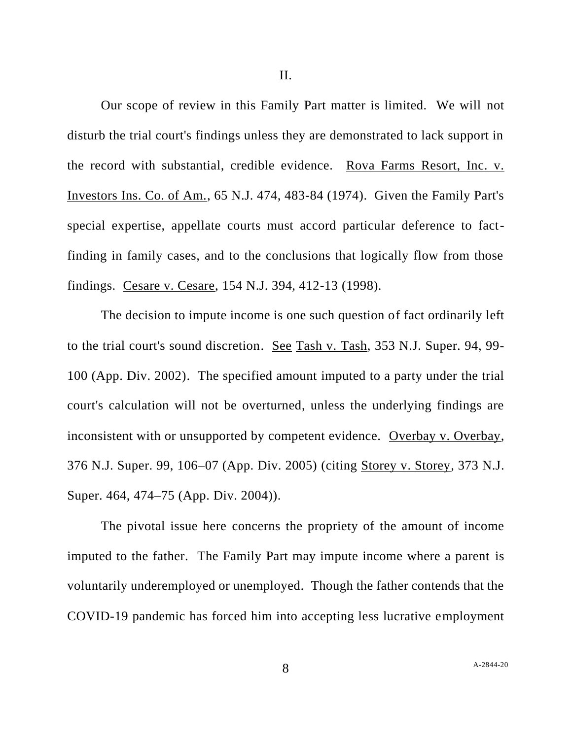# II.

Our scope of review in this Family Part matter is limited. We will not disturb the trial court's findings unless they are demonstrated to lack support in the record with substantial, credible evidence. Rova Farms Resort, Inc. v. Investors Ins. Co. of Am., 65 N.J. 474, 483-84 (1974). Given the Family Part's special expertise, appellate courts must accord particular deference to fact-finding in family cases, and to the conclusions that logically flow from those findings. Cesare v. Cesare, 154 N.J. 394, 412-13 (1998).

The decision to impute income is one such question of fact ordinarily left to the trial court's sound discretion. See Tash v. Tash, 353 N.J. Super. 94, 99-100 (App. Div. 2002). The specified amount imputed to a party under the trial court's calculation will not be overturned, unless the underlying findings are inconsistent with or unsupported by competent evidence. Overbay v. Overbay, 376 N.J. Super. 99, 106–07 (App. Div. 2005) (citing Storey v. Storey, 373 N.J. Super. 464, 474–75 (App. Div. 2004)).

The pivotal issue here concerns the propriety of the amount of income imputed to the father. The Family Part may impute income where a parent is voluntarily underemployed or unemployed. Though the father contends that the COVID-19 pandemic has forced him into accepting less lucrative employment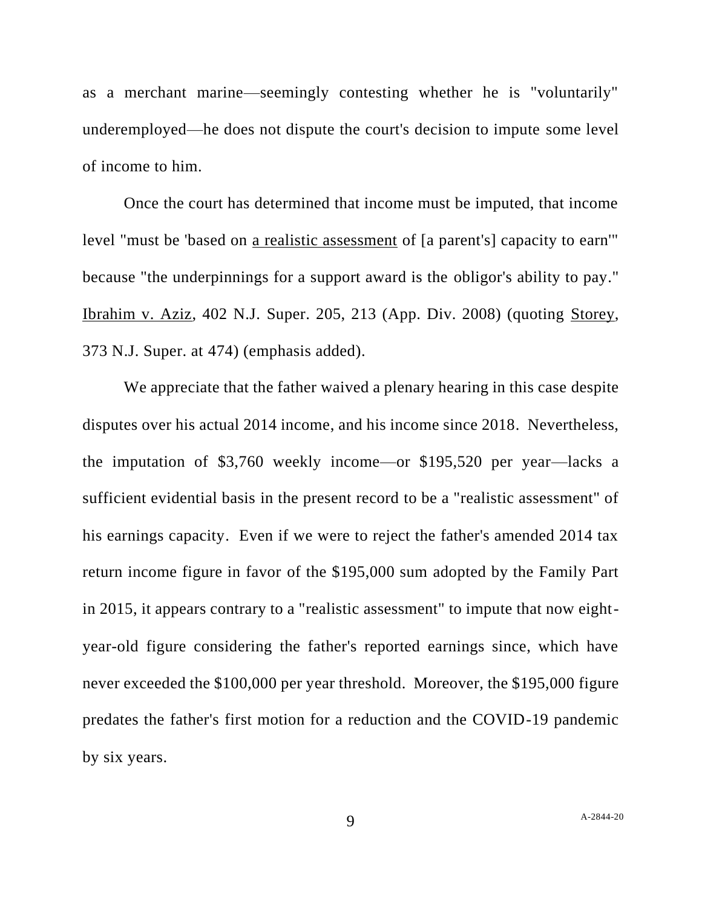as a merchant marine—seemingly contesting whether he is "voluntarily" underemployed—he does not dispute the court's decision to impute some level of income to him.

Once the court has determined that income must be imputed, that income level "must be 'based on <u>a realistic assessment</u> of [a parent's] capacity to earn'" because "the underpinnings for a support award is the obligor's ability to pay." <u>Ibrahim v. Aziz</u>, 402 N.J. Super. 205, 213 (App. Div. 2008) (quoting <u>Storey</u>, 373 N.J. Super. at 474) (emphasis added).

We appreciate that the father waived a plenary hearing in this case despite disputes over his actual 2014 income, and his income since 2018. Nevertheless, the imputation of $3,760 weekly income—or $195,520 per year—lacks a sufficient evidential basis in the present record to be a "realistic assessment" of his earnings capacity. Even if we were to reject the father's amended 2014 tax return income figure in favor of the $195,000 sum adopted by the Family Part in 2015, it appears contrary to a "realistic assessment" to impute that now eight-year-old figure considering the father's reported earnings since, which have never exceeded the $100,000 per year threshold. Moreover, the $195,000 figure predates the father's first motion for a reduction and the COVID-19 pandemic by six years.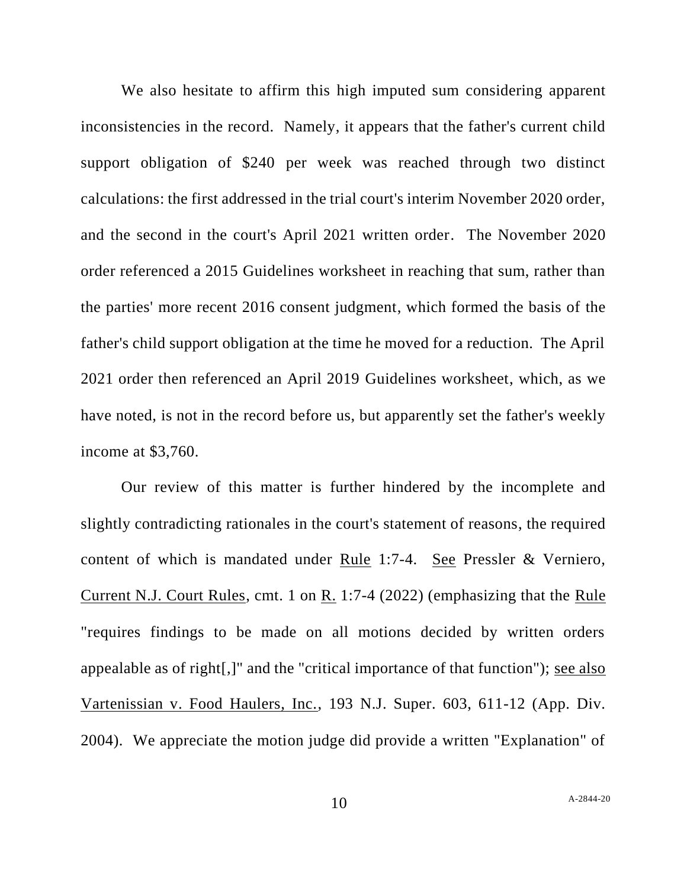We also hesitate to affirm this high imputed sum considering apparent inconsistencies in the record. Namely, it appears that the father's current child support obligation of $240 per week was reached through two distinct calculations: the first addressed in the trial court's interim November 2020 order, and the second in the court's April 2021 written order. The November 2020 order referenced a 2015 Guidelines worksheet in reaching that sum, rather than the parties' more recent 2016 consent judgment, which formed the basis of the father's child support obligation at the time he moved for a reduction. The April 2021 order then referenced an April 2019 Guidelines worksheet, which, as we have noted, is not in the record before us, but apparently set the father's weekly income at $3,760.

Our review of this matter is further hindered by the incomplete and slightly contradicting rationales in the court's statement of reasons, the required content of which is mandated under Rule 1:7-4. See Pressler & Verniero, Current N.J. Court Rules, cmt. 1 on R. 1:7-4 (2022) (emphasizing that the Rule "requires findings to be made on all motions decided by written orders appealable as of right[,]" and the "critical importance of that function"); see also Vartenissian v. Food Haulers, Inc., 193 N.J. Super. 603, 611-12 (App. Div. 2004). We appreciate the motion judge did provide a written "Explanation" of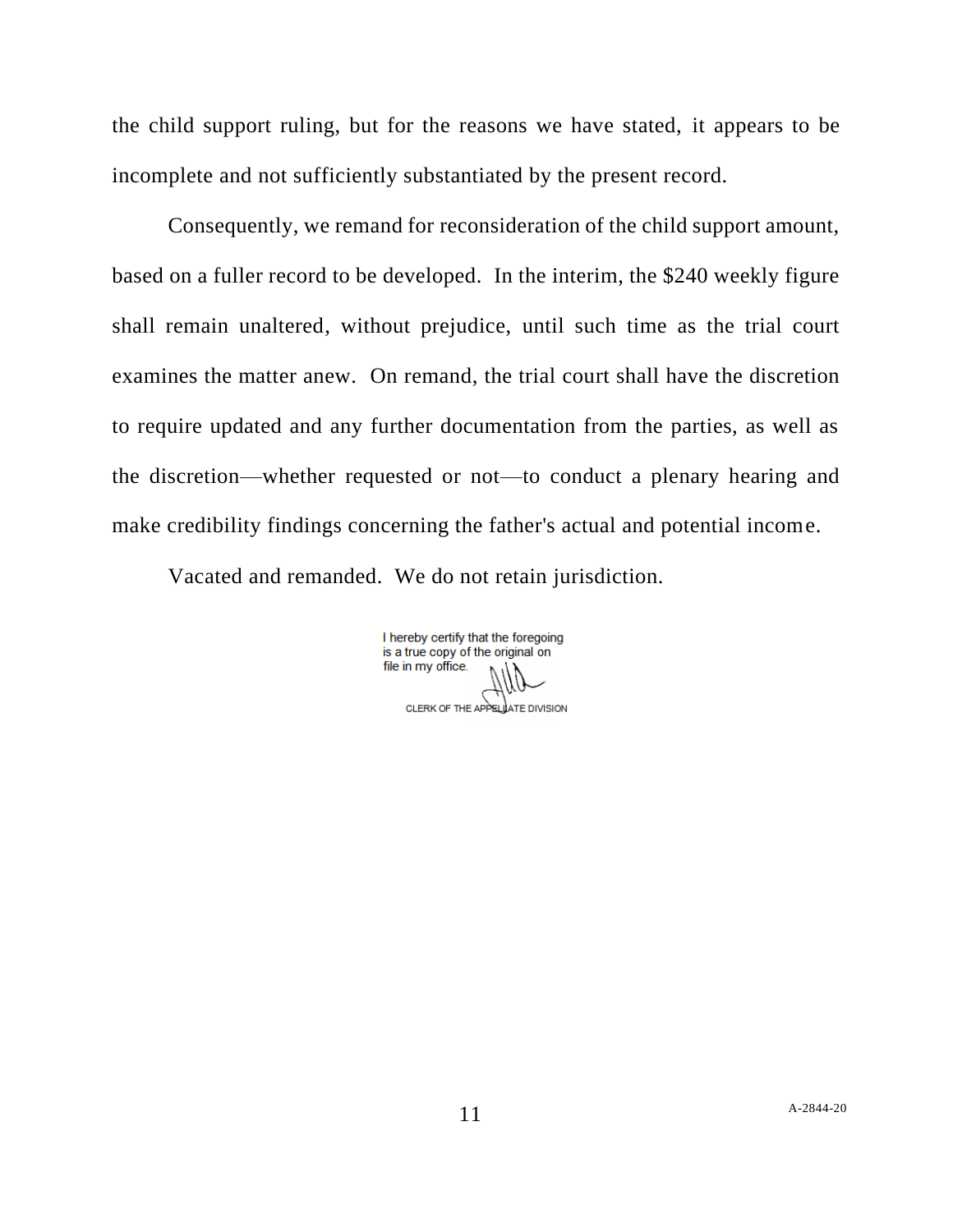the child support ruling, but for the reasons we have stated, it appears to be incomplete and not sufficiently substantiated by the present record.

Consequently, we remand for reconsideration of the child support amount, based on a fuller record to be developed. In the interim, the $240 weekly figure shall remain unaltered, without prejudice, until such time as the trial court examines the matter anew. On remand, the trial court shall have the discretion to require updated and any further documentation from the parties, as well as the discretion—whether requested or not—to conduct a plenary hearing and make credibility findings concerning the father's actual and potential income.

Vacated and remanded. We do not retain jurisdiction.

I hereby certify that the foregoing is a true copy of the original on file in my office.

CLERK OF THE APPELLATE DIVISION